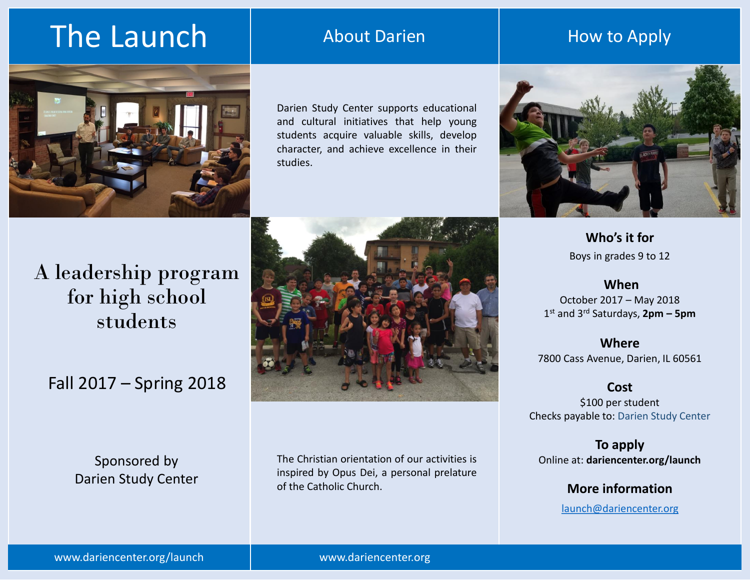# The Launch

A leadership program for high school students

Fall 2017 – Spring 2018

Sponsored by
Darien Study Center

www.dariencenter.org/launch

## About Darien

Darien Study Center supports educational and cultural initiatives that help young students acquire valuable skills, develop character, and achieve excellence in their studies.

The Christian orientation of our activities is inspired by Opus Dei, a personal prelature of the Catholic Church.

www.dariencenter.org

## How to Apply

**Who's it for**
Boys in grades 9 to 12

**When**
October 2017 – May 2018
1st and 3rd Saturdays, **2pm – 5pm**

**Where**
7800 Cass Avenue, Darien, IL 60561

**Cost**
$100 per student
Checks payable to: Darien Study Center

**To apply**
Online at: **dariencenter.org/launch**

**More information**
launch@dariencenter.org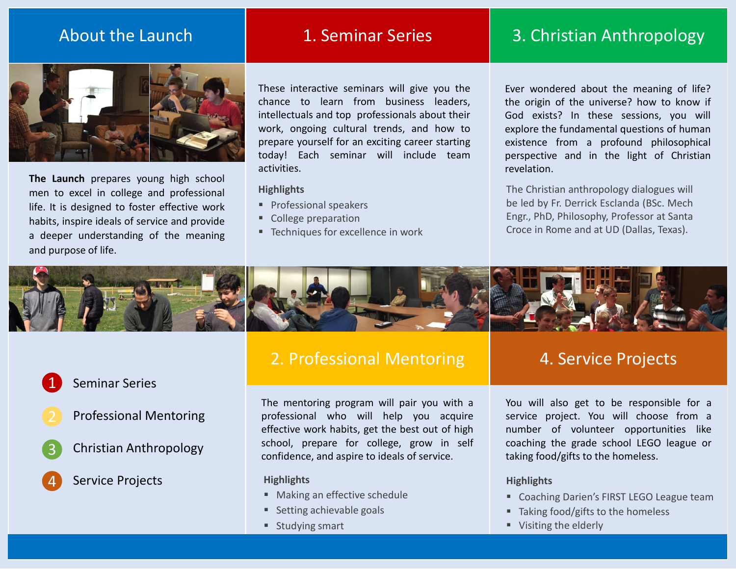## About the Launch

**The Launch** prepares young high school men to excel in college and professional life. It is designed to foster effective work habits, inspire ideals of service and provide a deeper understanding of the meaning and purpose of life.

1. Seminar Series
2. Professional Mentoring
3. Christian Anthropology
4. Service Projects

## 1. Seminar Series

These interactive seminars will give you the chance to learn from business leaders, intellectuals and top professionals about their work, ongoing cultural trends, and how to prepare yourself for an exciting career starting today! Each seminar will include team activities.

**Highlights**

- Professional speakers
- College preparation
- Techniques for excellence in work

## 2. Professional Mentoring

The mentoring program will pair you with a professional who will help you acquire effective work habits, get the best out of high school, prepare for college, grow in self confidence, and aspire to ideals of service.

**Highlights**

- Making an effective schedule
- Setting achievable goals
- Studying smart

## 3. Christian Anthropology

Ever wondered about the meaning of life? the origin of the universe? how to know if God exists? In these sessions, you will explore the fundamental questions of human existence from a profound philosophical perspective and in the light of Christian revelation.

The Christian anthropology dialogues will be led by Fr. Derrick Esclanda (BSc. Mech Engr., PhD, Philosophy, Professor at Santa Croce in Rome and at UD (Dallas, Texas).

## 4. Service Projects

You will also get to be responsible for a service project. You will choose from a number of volunteer opportunities like coaching the grade school LEGO league or taking food/gifts to the homeless.

**Highlights**

- Coaching Darien's FIRST LEGO League team
- Taking food/gifts to the homeless
- Visiting the elderly